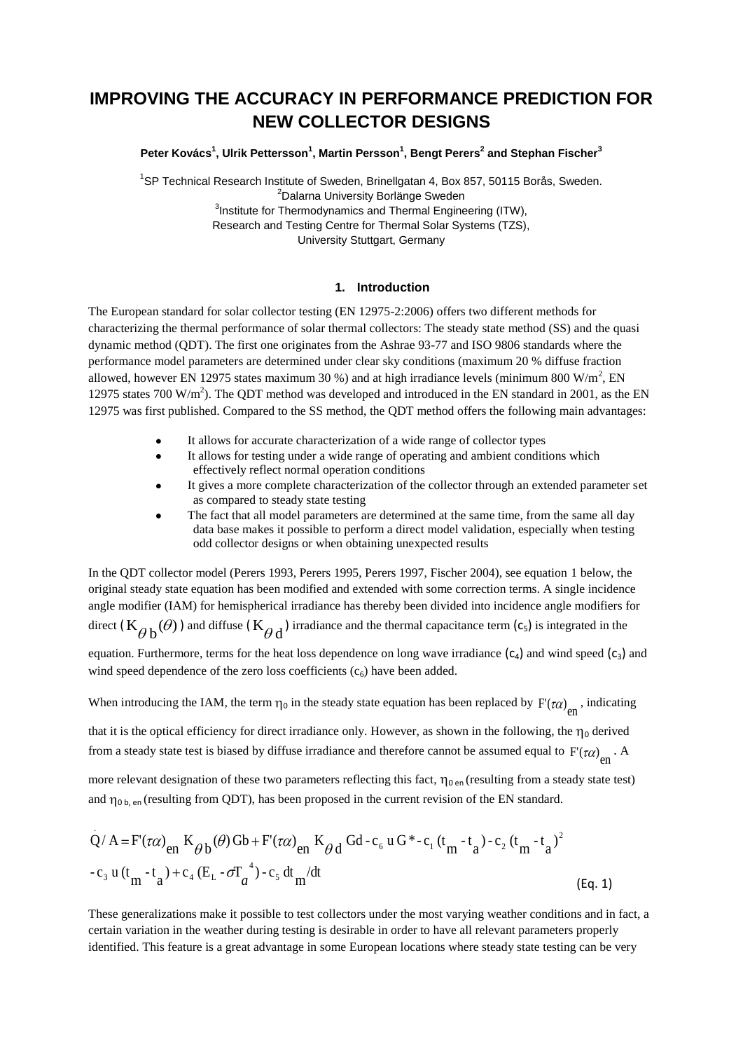# IMPROVING THE ACCURACY IN PERFORMANCE PREDICTION FOR NEW COLLECTOR DESIGNS

**Peter Kovács[1], Ulrik Pettersson[1], Martin Persson[1], Bengt Perers[2] and Stephan Fischer[3]**

[1]SP Technical Research Institute of Sweden, Brinellgatan 4, Box 857, 50115 Borås, Sweden.
[2]Dalarna University Borlänge Sweden
[3]Institute for Thermodynamics and Thermal Engineering (ITW), Research and Testing Centre for Thermal Solar Systems (TZS), University Stuttgart, Germany

## 1. Introduction

The European standard for solar collector testing (EN 12975-2:2006) offers two different methods for characterizing the thermal performance of solar thermal collectors: The steady state method (SS) and the quasi dynamic method (QDT). The first one originates from the Ashrae 93-77 and ISO 9806 standards where the performance model parameters are determined under clear sky conditions (maximum 20 % diffuse fraction allowed, however EN 12975 states maximum 30 %) and at high irradiance levels (minimum 800 W/m$^2$, EN 12975 states 700 W/m$^2$). The QDT method was developed and introduced in the EN standard in 2001, as the EN 12975 was first published. Compared to the SS method, the QDT method offers the following main advantages:

- It allows for accurate characterization of a wide range of collector types
- It allows for testing under a wide range of operating and ambient conditions which effectively reflect normal operation conditions
- It gives a more complete characterization of the collector through an extended parameter set as compared to steady state testing
- The fact that all model parameters are determined at the same time, from the same all day data base makes it possible to perform a direct model validation, especially when testing odd collector designs or when obtaining unexpected results

In the QDT collector model (Perers 1993, Perers 1995, Perers 1997, Fischer 2004), see equation 1 below, the original steady state equation has been modified and extended with some correction terms. A single incidence angle modifier (IAM) for hemispherical irradiance has thereby been divided into incidence angle modifiers for direct ($K_{\theta b}(\theta)$) and diffuse ($K_{\theta d}$) irradiance and the thermal capacitance term ($c_5$) is integrated in the equation. Furthermore, terms for the heat loss dependence on long wave irradiance ($c_4$) and wind speed ($c_3$) and wind speed dependence of the zero loss coefficients ($c_6$) have been added.

When introducing the IAM, the term $\eta_0$ in the steady state equation has been replaced by $F'(\tau\alpha)_{en}$, indicating that it is the optical efficiency for direct irradiance only. However, as shown in the following, the $\eta_0$ derived from a steady state test is biased by diffuse irradiance and therefore cannot be assumed equal to $F'(\tau\alpha)_{en}$. A more relevant designation of these two parameters reflecting this fact, $\eta_{0\,en}$ (resulting from a steady state test) and $\eta_{0\,b,\,en}$ (resulting from QDT), has been proposed in the current revision of the EN standard.

$$\dot{Q}/A = F'(\tau\alpha)_{en}\,K_{\theta b}(\theta)\,G_b + F'(\tau\alpha)_{en}\,K_{\theta d}\,G_d - c_6\,u\,G^* - c_1\,(t_m - t_a) - c_2\,(t_m - t_a)^2$$
$$- c_3\,u\,(t_m - t_a) + c_4\,(E_L - \sigma T_a^{\,4}) - c_5\,dt_m/dt \qquad \text{(Eq. 1)}$$

These generalizations make it possible to test collectors under the most varying weather conditions and in fact, a certain variation in the weather during testing is desirable in order to have all relevant parameters properly identified. This feature is a great advantage in some European locations where steady state testing can be very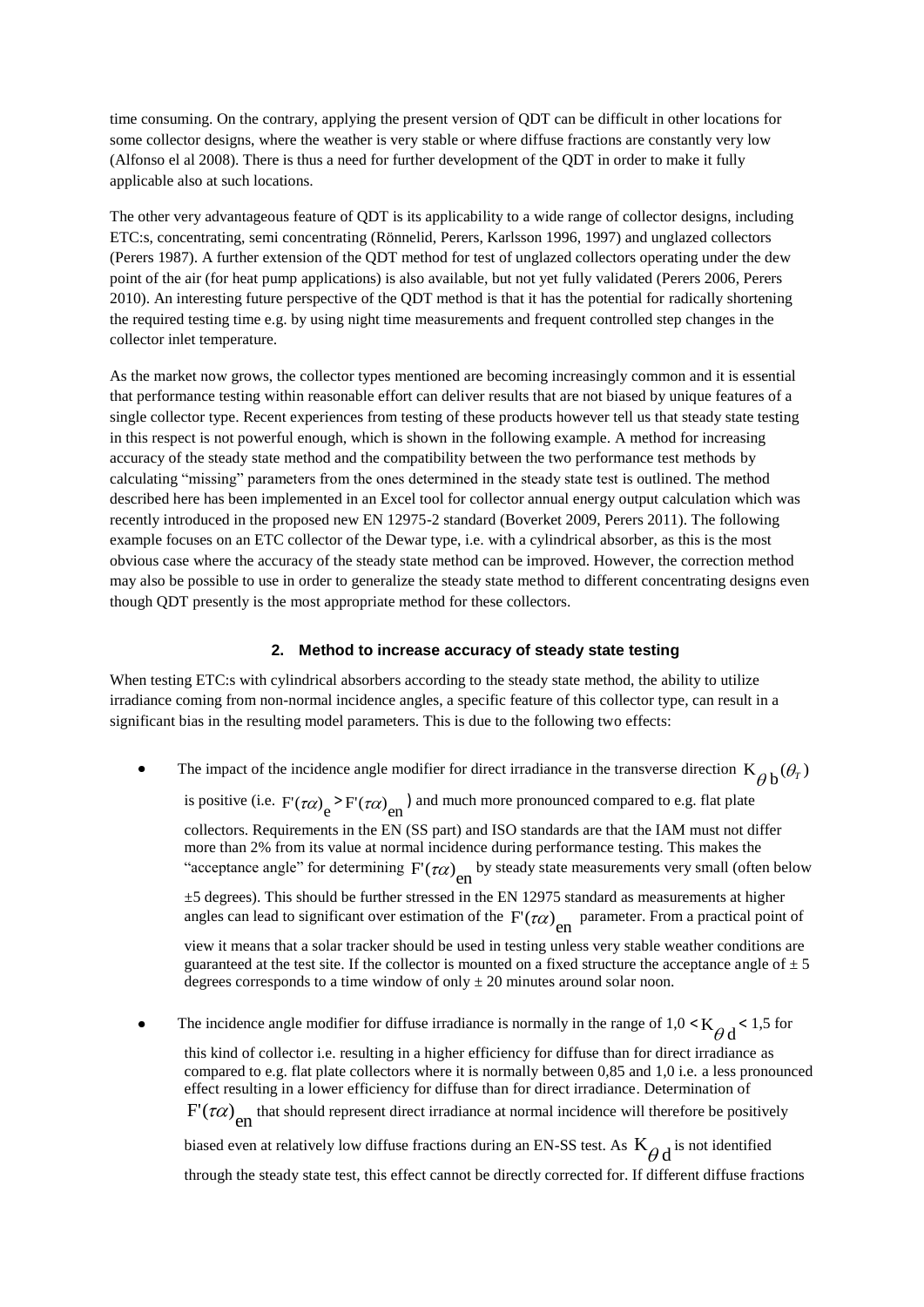time consuming. On the contrary, applying the present version of QDT can be difficult in other locations for some collector designs, where the weather is very stable or where diffuse fractions are constantly very low (Alfonso el al 2008). There is thus a need for further development of the QDT in order to make it fully applicable also at such locations.

The other very advantageous feature of QDT is its applicability to a wide range of collector designs, including ETC:s, concentrating, semi concentrating (Rönnelid, Perers, Karlsson 1996, 1997) and unglazed collectors (Perers 1987). A further extension of the QDT method for test of unglazed collectors operating under the dew point of the air (for heat pump applications) is also available, but not yet fully validated (Perers 2006, Perers 2010). An interesting future perspective of the QDT method is that it has the potential for radically shortening the required testing time e.g. by using night time measurements and frequent controlled step changes in the collector inlet temperature.

As the market now grows, the collector types mentioned are becoming increasingly common and it is essential that performance testing within reasonable effort can deliver results that are not biased by unique features of a single collector type. Recent experiences from testing of these products however tell us that steady state testing in this respect is not powerful enough, which is shown in the following example. A method for increasing accuracy of the steady state method and the compatibility between the two performance test methods by calculating "missing" parameters from the ones determined in the steady state test is outlined. The method described here has been implemented in an Excel tool for collector annual energy output calculation which was recently introduced in the proposed new EN 12975-2 standard (Boverket 2009, Perers 2011). The following example focuses on an ETC collector of the Dewar type, i.e. with a cylindrical absorber, as this is the most obvious case where the accuracy of the steady state method can be improved. However, the correction method may also be possible to use in order to generalize the steady state method to different concentrating designs even though QDT presently is the most appropriate method for these collectors.

## 2. Method to increase accuracy of steady state testing

When testing ETC:s with cylindrical absorbers according to the steady state method, the ability to utilize irradiance coming from non-normal incidence angles, a specific feature of this collector type, can result in a significant bias in the resulting model parameters. This is due to the following two effects:

- The impact of the incidence angle modifier for direct irradiance in the transverse direction $K_{\theta b}(\theta_T)$ is positive (i.e. $F'(\tau\alpha)_e > F'(\tau\alpha)_{en}$) and much more pronounced compared to e.g. flat plate collectors. Requirements in the EN (SS part) and ISO standards are that the IAM must not differ more than 2% from its value at normal incidence during performance testing. This makes the "acceptance angle" for determining $F'(\tau\alpha)_{en}$ by steady state measurements very small (often below ±5 degrees). This should be further stressed in the EN 12975 standard as measurements at higher angles can lead to significant over estimation of the $F'(\tau\alpha)_{en}$ parameter. From a practical point of view it means that a solar tracker should be used in testing unless very stable weather conditions are guaranteed at the test site. If the collector is mounted on a fixed structure the acceptance angle of ± 5 degrees corresponds to a time window of only ± 20 minutes around solar noon.
- The incidence angle modifier for diffuse irradiance is normally in the range of $1{,}0 < K_{\theta d} < 1{,}5$ for this kind of collector i.e. resulting in a higher efficiency for diffuse than for direct irradiance as compared to e.g. flat plate collectors where it is normally between 0,85 and 1,0 i.e. a less pronounced effect resulting in a lower efficiency for diffuse than for direct irradiance. Determination of $F'(\tau\alpha)_{en}$ that should represent direct irradiance at normal incidence will therefore be positively biased even at relatively low diffuse fractions during an EN-SS test. As $K_{\theta d}$ is not identified through the steady state test, this effect cannot be directly corrected for. If different diffuse fractions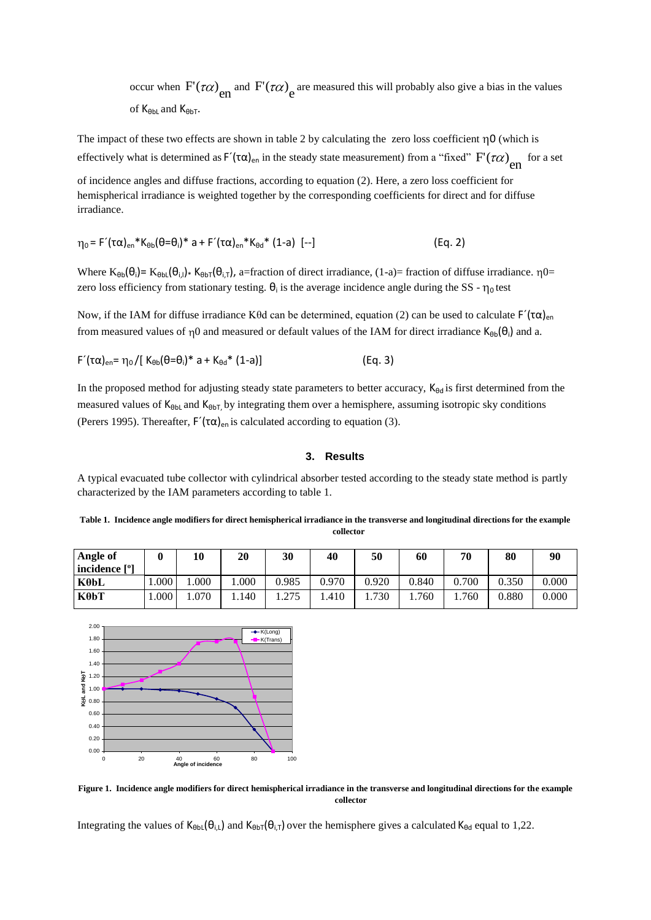occur when $F'(\tau\alpha)_{en}$ and $F'(\tau\alpha)_{e}$ are measured this will probably also give a bias in the values of $K_{\theta bL}$ and $K_{\theta bT}$.

The impact of these two effects are shown in table 2 by calculating the zero loss coefficient $\eta 0$ (which is effectively what is determined as $F'(\tau\alpha)_{en}$ in the steady state measurement) from a "fixed" $F'(\tau\alpha)_{en}$ for a set of incidence angles and diffuse fractions, according to equation (2). Here, a zero loss coefficient for hemispherical irradiance is weighted together by the corresponding coefficients for direct and for diffuse irradiance.

$$\eta_0 = F'(\tau\alpha)_{en} * K_{\theta b}(\theta=\theta_i) * a + F'(\tau\alpha)_{en} * K_{\theta d} * (1-a) \quad [--] \qquad \text{(Eq. 2)}$$

Where $K_{\theta b}(\theta_i) = K_{\theta bL}(\theta_{i,l}) * K_{\theta bT}(\theta_{i,T})$, a=fraction of direct irradiance, (1-a)= fraction of diffuse irradiance. $\eta 0$= zero loss efficiency from stationary testing. $\theta_i$ is the average incidence angle during the SS - $\eta_0$ test

Now, if the IAM for diffuse irradiance $K\theta d$ can be determined, equation (2) can be used to calculate $F'(\tau\alpha)_{en}$ from measured values of $\eta 0$ and measured or default values of the IAM for direct irradiance $K_{\theta b}(\theta_i)$ and a.

$$F'(\tau\alpha)_{en} = \eta_0 / [K_{\theta b}(\theta=\theta_i) * a + K_{\theta d} * (1-a)] \qquad \text{(Eq. 3)}$$

In the proposed method for adjusting steady state parameters to better accuracy, $K_{\theta d}$ is first determined from the measured values of $K_{\theta bL}$ and $K_{\theta bT,}$ by integrating them over a hemisphere, assuming isotropic sky conditions (Perers 1995). Thereafter, $F'(\tau\alpha)_{en}$ is calculated according to equation (3).

## 3. Results

A typical evacuated tube collector with cylindrical absorber tested according to the steady state method is partly characterized by the IAM parameters according to table 1.

**Table 1. Incidence angle modifiers for direct hemispherical irradiance in the transverse and longitudinal directions for the example collector**

| Angle of incidence [º] | 0 | 10 | 20 | 30 | 40 | 50 | 60 | 70 | 80 | 90 |
|---|---|---|---|---|---|---|---|---|---|---|
| **KθbL** | 1.000 | 1.000 | 1.000 | 0.985 | 0.970 | 0.920 | 0.840 | 0.700 | 0.350 | 0.000 |
| **KθbT** | 1.000 | 1.070 | 1.140 | 1.275 | 1.410 | 1.730 | 1.760 | 1.760 | 0.880 | 0.000 |

K(Long)
K(Trans)
KθL and KθT
Angle of incidence
2.00
1.80
1.60
1.40
1.20
1.00
0.80
0.60
0.40
0.20
0.00
0 20 40 60 80 100

**Figure 1. Incidence angle modifiers for direct hemispherical irradiance in the transverse and longitudinal directions for the example collector**

Integrating the values of $K_{\theta bL}(\theta_{i,L})$ and $K_{\theta bT}(\theta_{i,T})$ over the hemisphere gives a calculated $K_{\theta d}$ equal to 1,22.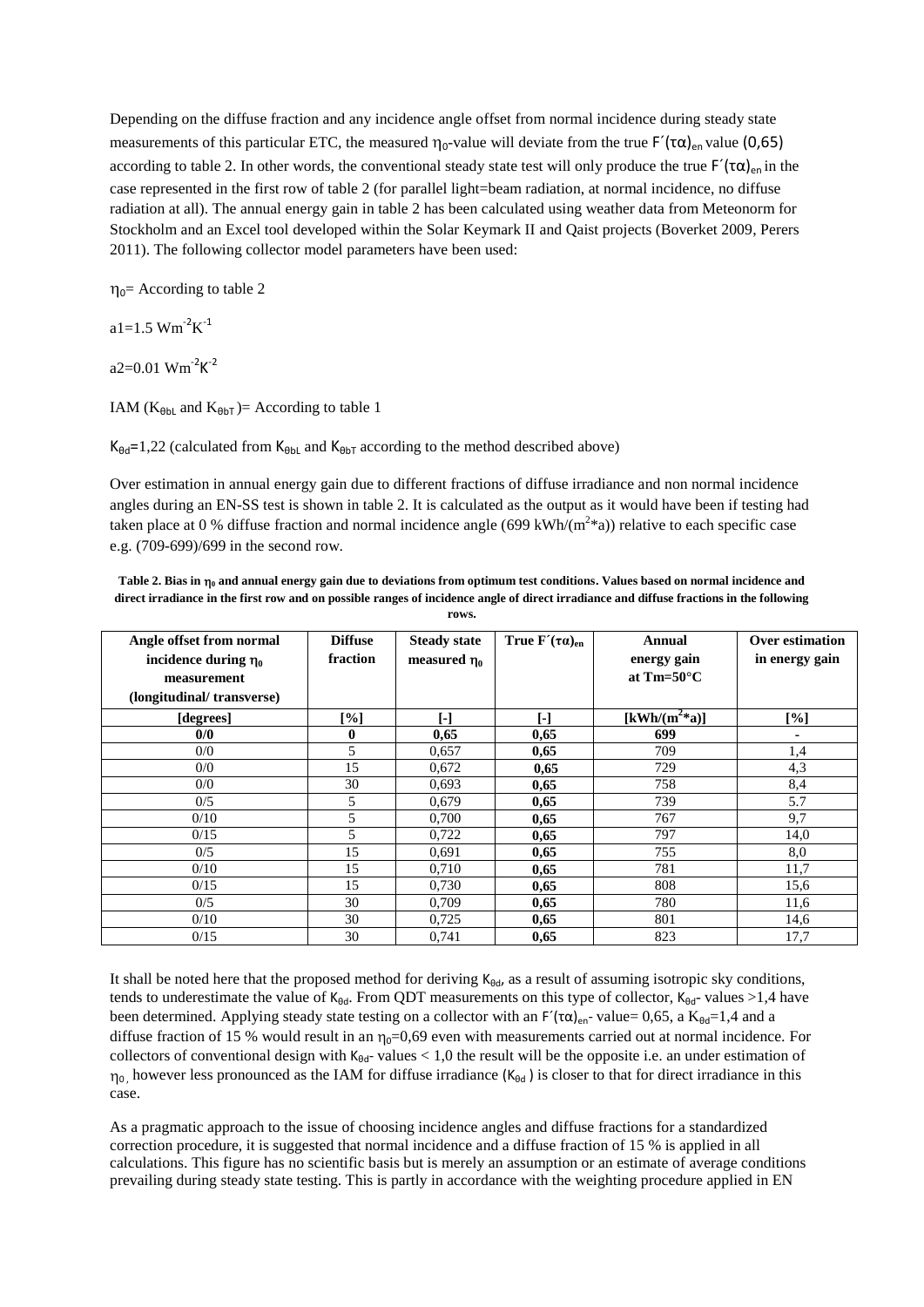Depending on the diffuse fraction and any incidence angle offset from normal incidence during steady state measurements of this particular ETC, the measured $\eta_0$-value will deviate from the true $F'(\tau\alpha)_{en}$ value (0,65) according to table 2. In other words, the conventional steady state test will only produce the true $F'(\tau\alpha)_{en}$ in the case represented in the first row of table 2 (for parallel light=beam radiation, at normal incidence, no diffuse radiation at all). The annual energy gain in table 2 has been calculated using weather data from Meteonorm for Stockholm and an Excel tool developed within the Solar Keymark II and Qaist projects (Boverket 2009, Perers 2011). The following collector model parameters have been used:

$\eta_0$= According to table 2

a1=1.5 $Wm^{-2}K^{-1}$

a2=0.01 $Wm^{-2}K^{-2}$

IAM ($K_{\theta bL}$ and $K_{\theta bT}$)= According to table 1

$K_{\theta d}$=1,22 (calculated from $K_{\theta bL}$ and $K_{\theta bT}$ according to the method described above)

Over estimation in annual energy gain due to different fractions of diffuse irradiance and non normal incidence angles during an EN-SS test is shown in table 2. It is calculated as the output as it would have been if testing had taken place at 0 % diffuse fraction and normal incidence angle (699 kWh/($m^2$*a)) relative to each specific case e.g. (709-699)/699 in the second row.

**Table 2. Bias in $\eta_0$ and annual energy gain due to deviations from optimum test conditions. Values based on normal incidence and direct irradiance in the first row and on possible ranges of incidence angle of direct irradiance and diffuse fractions in the following rows.**

| Angle offset from normal incidence during $\eta_0$ measurement (longitudinal/ transverse) | Diffuse fraction | Steady state measured $\eta_0$ | True $F'(\tau\alpha)_{en}$ | Annual energy gain at Tm=50°C | Over estimation in energy gain |
|---|---|---|---|---|---|
| [degrees] | [%] | [-] | [-] | [kWh/($m^2$*a)] | [%] |
| **0/0** | **0** | **0,65** | **0,65** | **699** | **-** |
| 0/0 | 5 | 0,657 | **0,65** | 709 | 1,4 |
| 0/0 | 15 | 0,672 | **0,65** | 729 | 4,3 |
| 0/0 | 30 | 0,693 | **0,65** | 758 | 8,4 |
| 0/5 | 5 | 0,679 | **0,65** | 739 | 5.7 |
| 0/10 | 5 | 0,700 | **0,65** | 767 | 9,7 |
| 0/15 | 5 | 0,722 | **0,65** | 797 | 14,0 |
| 0/5 | 15 | 0,691 | **0,65** | 755 | 8,0 |
| 0/10 | 15 | 0,710 | **0,65** | 781 | 11,7 |
| 0/15 | 15 | 0,730 | **0,65** | 808 | 15,6 |
| 0/5 | 30 | 0,709 | **0,65** | 780 | 11,6 |
| 0/10 | 30 | 0,725 | **0,65** | 801 | 14,6 |
| 0/15 | 30 | 0,741 | **0,65** | 823 | 17,7 |

It shall be noted here that the proposed method for deriving $K_{\theta d}$, as a result of assuming isotropic sky conditions, tends to underestimate the value of $K_{\theta d}$. From QDT measurements on this type of collector, $K_{\theta d}$- values >1,4 have been determined. Applying steady state testing on a collector with an $F'(\tau\alpha)_{en}$- value= 0,65, a $K_{\theta d}$=1,4 and a diffuse fraction of 15 % would result in an $\eta_0$=0,69 even with measurements carried out at normal incidence. For collectors of conventional design with $K_{\theta d}$- values < 1,0 the result will be the opposite i.e. an under estimation of $\eta_0$, however less pronounced as the IAM for diffuse irradiance ($K_{\theta d}$) is closer to that for direct irradiance in this case.

As a pragmatic approach to the issue of choosing incidence angles and diffuse fractions for a standardized correction procedure, it is suggested that normal incidence and a diffuse fraction of 15 % is applied in all calculations. This figure has no scientific basis but is merely an assumption or an estimate of average conditions prevailing during steady state testing. This is partly in accordance with the weighting procedure applied in EN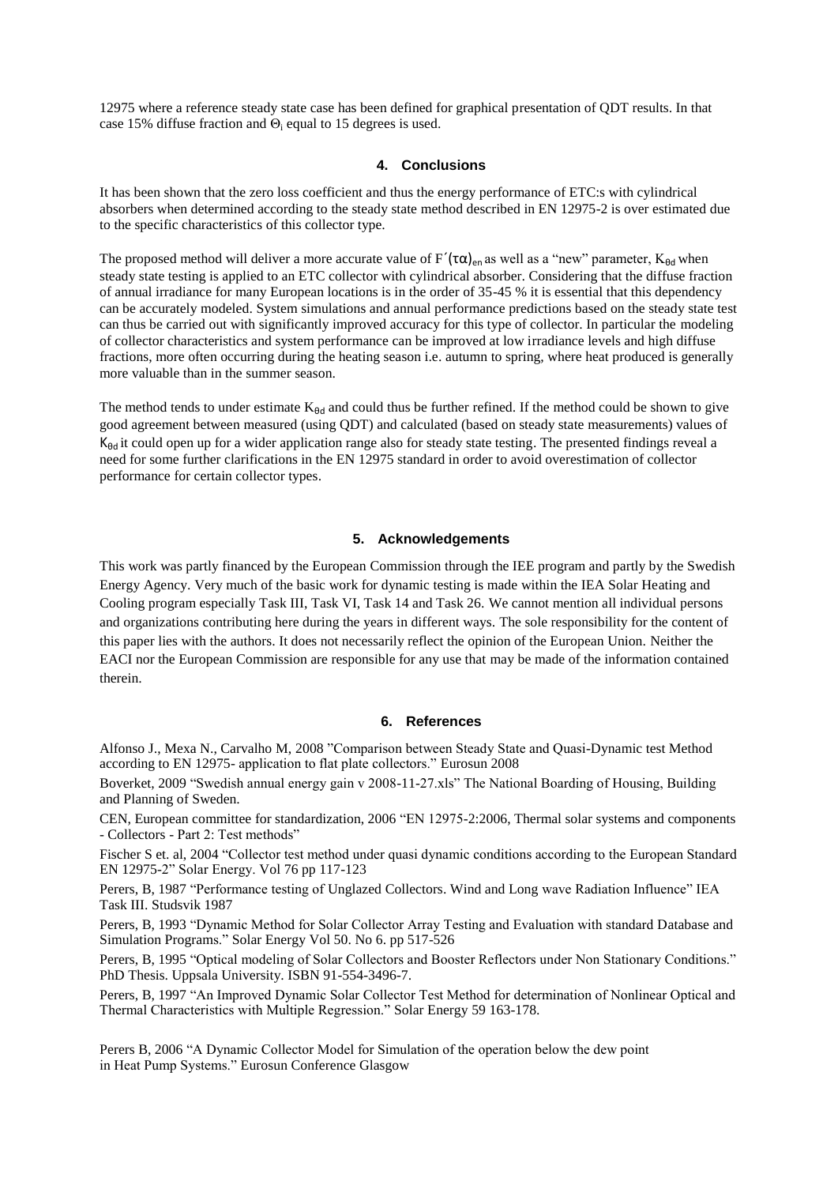12975 where a reference steady state case has been defined for graphical presentation of QDT results. In that case 15% diffuse fraction and $\Theta_i$ equal to 15 degrees is used.

## 4. Conclusions

It has been shown that the zero loss coefficient and thus the energy performance of ETC:s with cylindrical absorbers when determined according to the steady state method described in EN 12975-2 is over estimated due to the specific characteristics of this collector type.

The proposed method will deliver a more accurate value of $F'(\tau\alpha)_{en}$ as well as a "new" parameter, $K_{\theta d}$ when steady state testing is applied to an ETC collector with cylindrical absorber. Considering that the diffuse fraction of annual irradiance for many European locations is in the order of 35-45 % it is essential that this dependency can be accurately modeled. System simulations and annual performance predictions based on the steady state test can thus be carried out with significantly improved accuracy for this type of collector. In particular the modeling of collector characteristics and system performance can be improved at low irradiance levels and high diffuse fractions, more often occurring during the heating season i.e. autumn to spring, where heat produced is generally more valuable than in the summer season.

The method tends to under estimate $K_{\theta d}$ and could thus be further refined. If the method could be shown to give good agreement between measured (using QDT) and calculated (based on steady state measurements) values of $K_{\theta d}$ it could open up for a wider application range also for steady state testing. The presented findings reveal a need for some further clarifications in the EN 12975 standard in order to avoid overestimation of collector performance for certain collector types.

## 5. Acknowledgements

This work was partly financed by the European Commission through the IEE program and partly by the Swedish Energy Agency. Very much of the basic work for dynamic testing is made within the IEA Solar Heating and Cooling program especially Task III, Task VI, Task 14 and Task 26. We cannot mention all individual persons and organizations contributing here during the years in different ways. The sole responsibility for the content of this paper lies with the authors. It does not necessarily reflect the opinion of the European Union. Neither the EACI nor the European Commission are responsible for any use that may be made of the information contained therein.

## 6. References

Alfonso J., Mexa N., Carvalho M, 2008 "Comparison between Steady State and Quasi-Dynamic test Method according to EN 12975- application to flat plate collectors." Eurosun 2008

Boverket, 2009 "Swedish annual energy gain v 2008-11-27.xls" The National Boarding of Housing, Building and Planning of Sweden.

CEN, European committee for standardization, 2006 "EN 12975-2:2006, Thermal solar systems and components - Collectors - Part 2: Test methods"

Fischer S et. al, 2004 "Collector test method under quasi dynamic conditions according to the European Standard EN 12975-2" Solar Energy. Vol 76 pp 117-123

Perers, B, 1987 "Performance testing of Unglazed Collectors. Wind and Long wave Radiation Influence" IEA Task III. Studsvik 1987

Perers, B, 1993 "Dynamic Method for Solar Collector Array Testing and Evaluation with standard Database and Simulation Programs." Solar Energy Vol 50. No 6. pp 517-526

Perers, B, 1995 "Optical modeling of Solar Collectors and Booster Reflectors under Non Stationary Conditions." PhD Thesis. Uppsala University. ISBN 91-554-3496-7.

Perers, B, 1997 "An Improved Dynamic Solar Collector Test Method for determination of Nonlinear Optical and Thermal Characteristics with Multiple Regression." Solar Energy 59 163-178.

Perers B, 2006 "A Dynamic Collector Model for Simulation of the operation below the dew point in Heat Pump Systems." Eurosun Conference Glasgow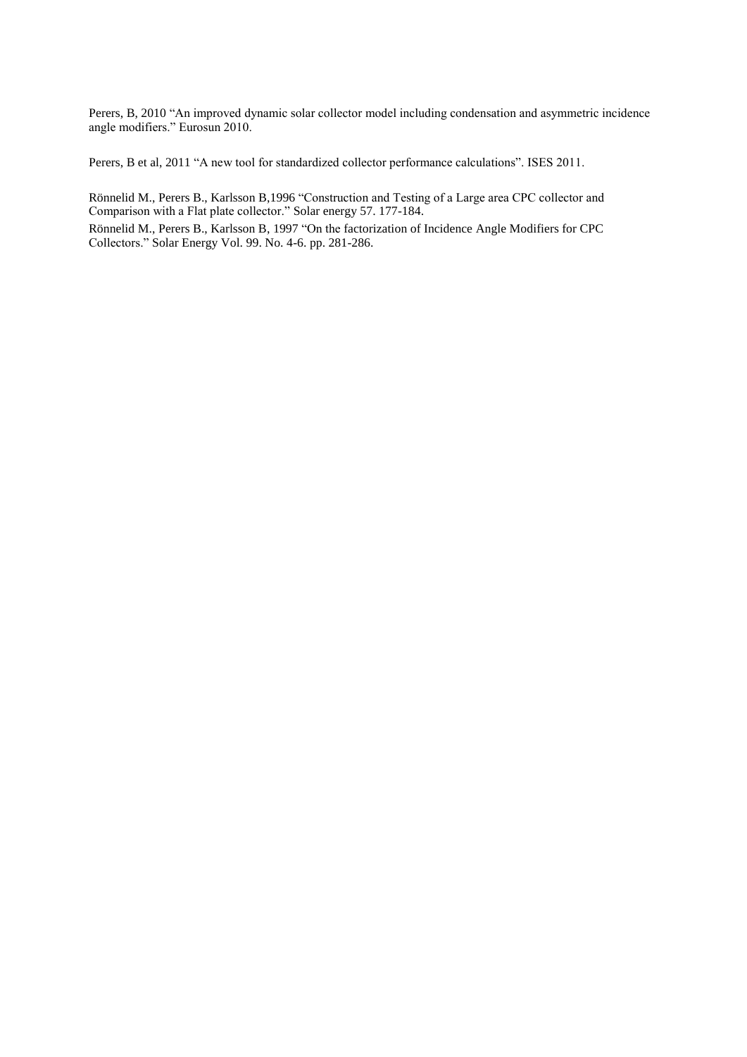Perers, B, 2010 "An improved dynamic solar collector model including condensation and asymmetric incidence angle modifiers." Eurosun 2010.

Perers, B et al, 2011 "A new tool for standardized collector performance calculations". ISES 2011.

Rönnelid M., Perers B., Karlsson B,1996 "Construction and Testing of a Large area CPC collector and Comparison with a Flat plate collector." Solar energy 57. 177-184.

Rönnelid M., Perers B., Karlsson B, 1997 "On the factorization of Incidence Angle Modifiers for CPC Collectors." Solar Energy Vol. 99. No. 4-6. pp. 281-286.